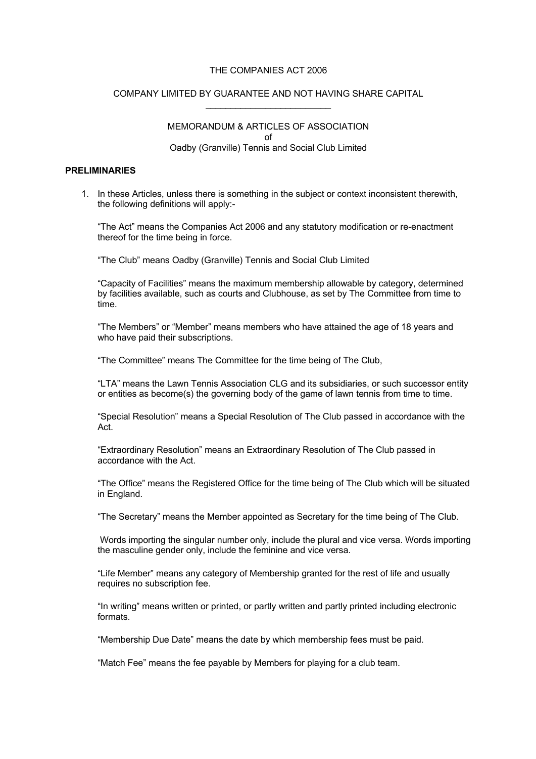THE COMPANIES ACT 2006

COMPANY LIMITED BY GUARANTEE AND NOT HAVING SHARE CAPITAL

---

MEMORANDUM & ARTICLES OF ASSOCIATION
of
Oadby (Granville) Tennis and Social Club Limited

## PRELIMINARIES

1. In these Articles, unless there is something in the subject or context inconsistent therewith, the following definitions will apply:-

   "The Act" means the Companies Act 2006 and any statutory modification or re-enactment thereof for the time being in force.

   "The Club" means Oadby (Granville) Tennis and Social Club Limited

   "Capacity of Facilities" means the maximum membership allowable by category, determined by facilities available, such as courts and Clubhouse, as set by The Committee from time to time.

   "The Members" or "Member" means members who have attained the age of 18 years and who have paid their subscriptions.

   "The Committee" means The Committee for the time being of The Club,

   "LTA" means the Lawn Tennis Association CLG and its subsidiaries, or such successor entity or entities as become(s) the governing body of the game of lawn tennis from time to time.

   "Special Resolution" means a Special Resolution of The Club passed in accordance with the Act.

   "Extraordinary Resolution" means an Extraordinary Resolution of The Club passed in accordance with the Act.

   "The Office" means the Registered Office for the time being of The Club which will be situated in England.

   "The Secretary" means the Member appointed as Secretary for the time being of The Club.

   Words importing the singular number only, include the plural and vice versa. Words importing the masculine gender only, include the feminine and vice versa.

   "Life Member" means any category of Membership granted for the rest of life and usually requires no subscription fee.

   "In writing" means written or printed, or partly written and partly printed including electronic formats.

   "Membership Due Date" means the date by which membership fees must be paid.

   "Match Fee" means the fee payable by Members for playing for a club team.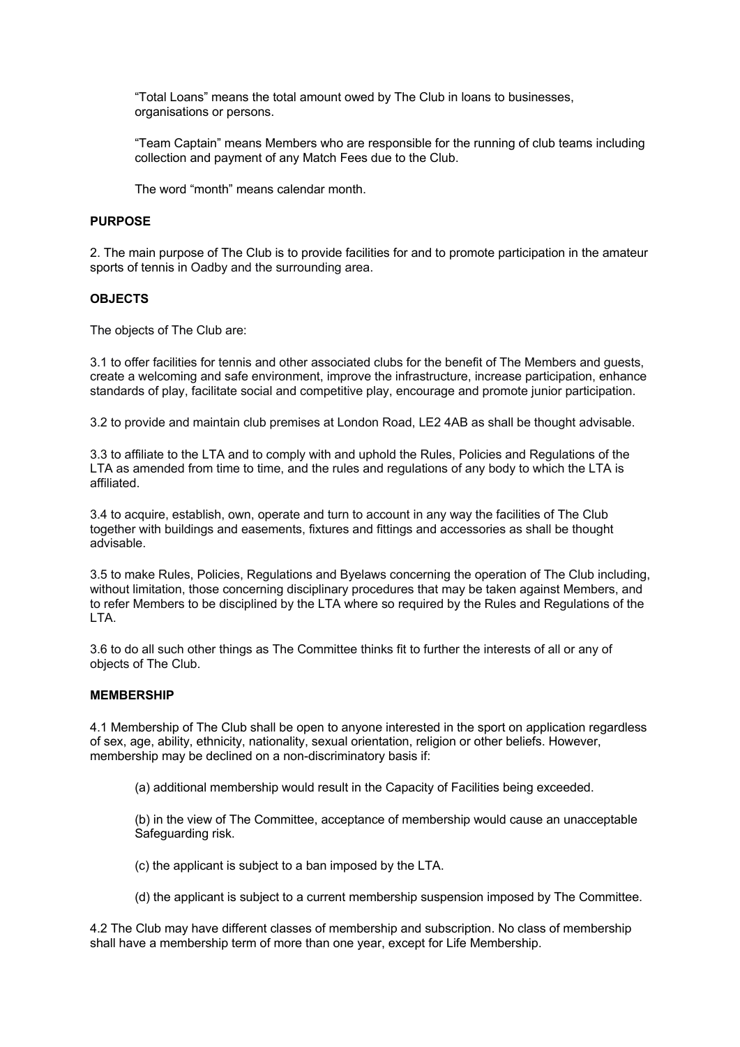"Total Loans" means the total amount owed by The Club in loans to businesses, organisations or persons.

"Team Captain" means Members who are responsible for the running of club teams including collection and payment of any Match Fees due to the Club.

The word "month" means calendar month.

**PURPOSE**

2. The main purpose of The Club is to provide facilities for and to promote participation in the amateur sports of tennis in Oadby and the surrounding area.

**OBJECTS**

The objects of The Club are:

3.1 to offer facilities for tennis and other associated clubs for the benefit of The Members and guests, create a welcoming and safe environment, improve the infrastructure, increase participation, enhance standards of play, facilitate social and competitive play, encourage and promote junior participation.

3.2 to provide and maintain club premises at London Road, LE2 4AB as shall be thought advisable.

3.3 to affiliate to the LTA and to comply with and uphold the Rules, Policies and Regulations of the LTA as amended from time to time, and the rules and regulations of any body to which the LTA is affiliated.

3.4 to acquire, establish, own, operate and turn to account in any way the facilities of The Club together with buildings and easements, fixtures and fittings and accessories as shall be thought advisable.

3.5 to make Rules, Policies, Regulations and Byelaws concerning the operation of The Club including, without limitation, those concerning disciplinary procedures that may be taken against Members, and to refer Members to be disciplined by the LTA where so required by the Rules and Regulations of the LTA.

3.6 to do all such other things as The Committee thinks fit to further the interests of all or any of objects of The Club.

**MEMBERSHIP**

4.1 Membership of The Club shall be open to anyone interested in the sport on application regardless of sex, age, ability, ethnicity, nationality, sexual orientation, religion or other beliefs. However, membership may be declined on a non-discriminatory basis if:

(a) additional membership would result in the Capacity of Facilities being exceeded.

(b) in the view of The Committee, acceptance of membership would cause an unacceptable Safeguarding risk.

(c) the applicant is subject to a ban imposed by the LTA.

(d) the applicant is subject to a current membership suspension imposed by The Committee.

4.2 The Club may have different classes of membership and subscription. No class of membership shall have a membership term of more than one year, except for Life Membership.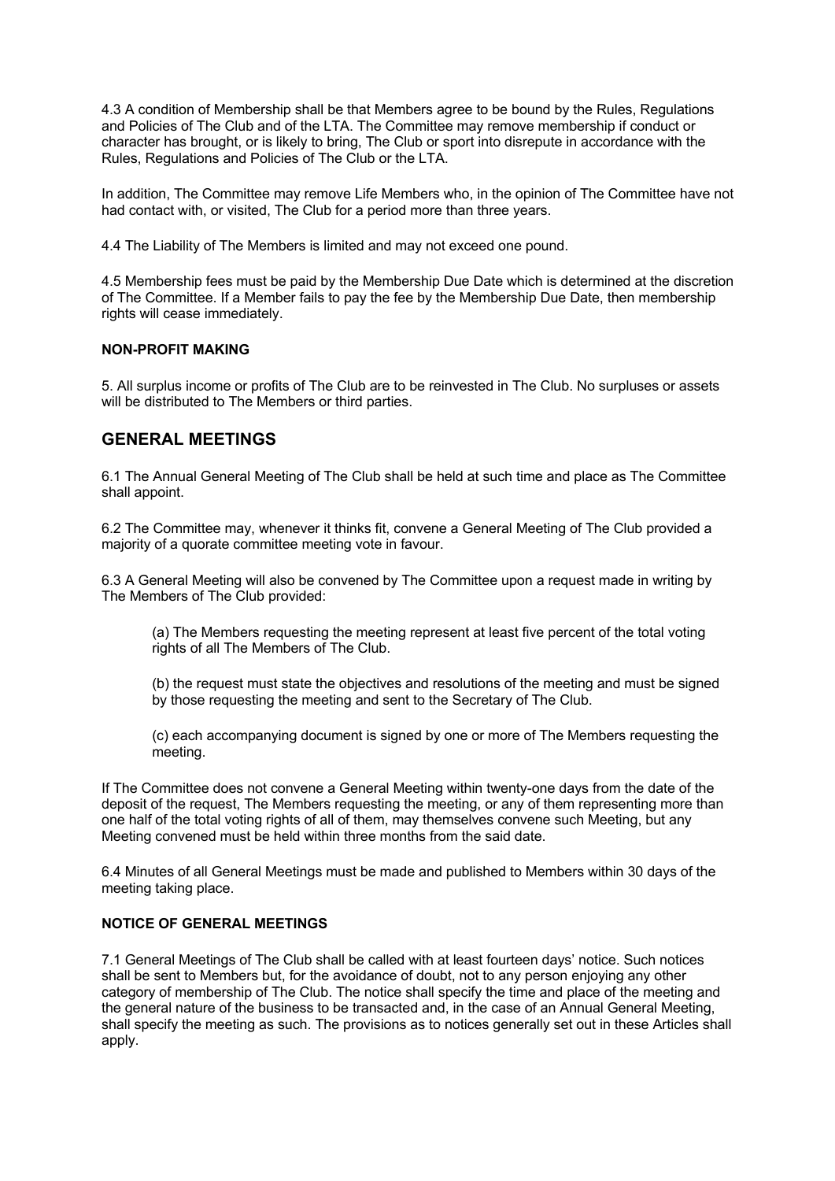4.3 A condition of Membership shall be that Members agree to be bound by the Rules, Regulations and Policies of The Club and of the LTA. The Committee may remove membership if conduct or character has brought, or is likely to bring, The Club or sport into disrepute in accordance with the Rules, Regulations and Policies of The Club or the LTA.

In addition, The Committee may remove Life Members who, in the opinion of The Committee have not had contact with, or visited, The Club for a period more than three years.

4.4 The Liability of The Members is limited and may not exceed one pound.

4.5 Membership fees must be paid by the Membership Due Date which is determined at the discretion of The Committee. If a Member fails to pay the fee by the Membership Due Date, then membership rights will cease immediately.

**NON-PROFIT MAKING**

5. All surplus income or profits of The Club are to be reinvested in The Club. No surpluses or assets will be distributed to The Members or third parties.

## GENERAL MEETINGS

6.1 The Annual General Meeting of The Club shall be held at such time and place as The Committee shall appoint.

6.2 The Committee may, whenever it thinks fit, convene a General Meeting of The Club provided a majority of a quorate committee meeting vote in favour.

6.3 A General Meeting will also be convened by The Committee upon a request made in writing by The Members of The Club provided:

> (a) The Members requesting the meeting represent at least five percent of the total voting rights of all The Members of The Club.
>
> (b) the request must state the objectives and resolutions of the meeting and must be signed by those requesting the meeting and sent to the Secretary of The Club.
>
> (c) each accompanying document is signed by one or more of The Members requesting the meeting.

If The Committee does not convene a General Meeting within twenty-one days from the date of the deposit of the request, The Members requesting the meeting, or any of them representing more than one half of the total voting rights of all of them, may themselves convene such Meeting, but any Meeting convened must be held within three months from the said date.

6.4 Minutes of all General Meetings must be made and published to Members within 30 days of the meeting taking place.

**NOTICE OF GENERAL MEETINGS**

7.1 General Meetings of The Club shall be called with at least fourteen days' notice. Such notices shall be sent to Members but, for the avoidance of doubt, not to any person enjoying any other category of membership of The Club. The notice shall specify the time and place of the meeting and the general nature of the business to be transacted and, in the case of an Annual General Meeting, shall specify the meeting as such. The provisions as to notices generally set out in these Articles shall apply.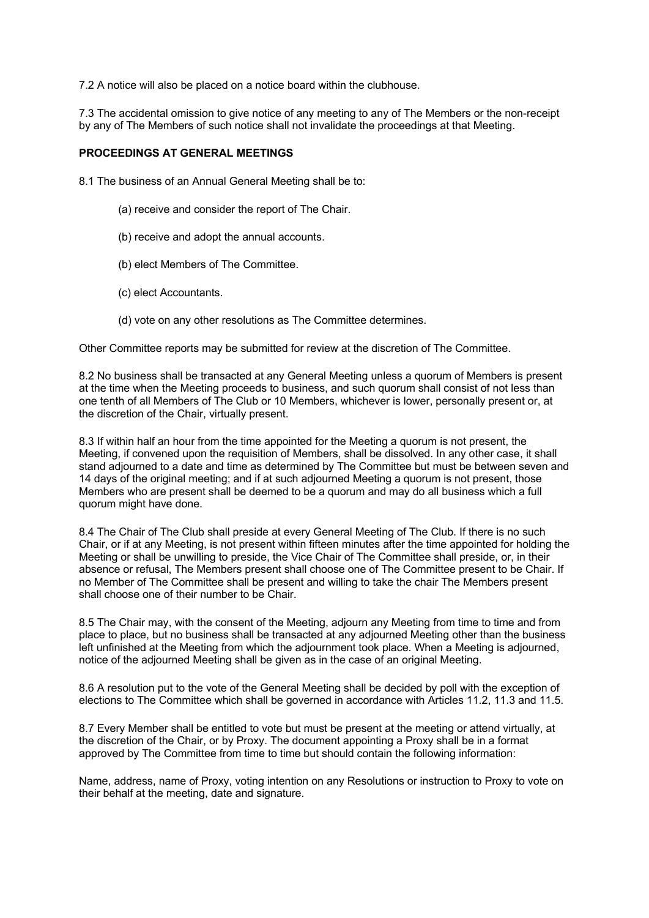7.2 A notice will also be placed on a notice board within the clubhouse.

7.3 The accidental omission to give notice of any meeting to any of The Members or the non-receipt by any of The Members of such notice shall not invalidate the proceedings at that Meeting.

**PROCEEDINGS AT GENERAL MEETINGS**

8.1 The business of an Annual General Meeting shall be to:

(a) receive and consider the report of The Chair.

(b) receive and adopt the annual accounts.

(b) elect Members of The Committee.

(c) elect Accountants.

(d) vote on any other resolutions as The Committee determines.

Other Committee reports may be submitted for review at the discretion of The Committee.

8.2 No business shall be transacted at any General Meeting unless a quorum of Members is present at the time when the Meeting proceeds to business, and such quorum shall consist of not less than one tenth of all Members of The Club or 10 Members, whichever is lower, personally present or, at the discretion of the Chair, virtually present.

8.3 If within half an hour from the time appointed for the Meeting a quorum is not present, the Meeting, if convened upon the requisition of Members, shall be dissolved. In any other case, it shall stand adjourned to a date and time as determined by The Committee but must be between seven and 14 days of the original meeting; and if at such adjourned Meeting a quorum is not present, those Members who are present shall be deemed to be a quorum and may do all business which a full quorum might have done.

8.4 The Chair of The Club shall preside at every General Meeting of The Club. If there is no such Chair, or if at any Meeting, is not present within fifteen minutes after the time appointed for holding the Meeting or shall be unwilling to preside, the Vice Chair of The Committee shall preside, or, in their absence or refusal, The Members present shall choose one of The Committee present to be Chair. If no Member of The Committee shall be present and willing to take the chair The Members present shall choose one of their number to be Chair.

8.5 The Chair may, with the consent of the Meeting, adjourn any Meeting from time to time and from place to place, but no business shall be transacted at any adjourned Meeting other than the business left unfinished at the Meeting from which the adjournment took place. When a Meeting is adjourned, notice of the adjourned Meeting shall be given as in the case of an original Meeting.

8.6 A resolution put to the vote of the General Meeting shall be decided by poll with the exception of elections to The Committee which shall be governed in accordance with Articles 11.2, 11.3 and 11.5.

8.7 Every Member shall be entitled to vote but must be present at the meeting or attend virtually, at the discretion of the Chair, or by Proxy. The document appointing a Proxy shall be in a format approved by The Committee from time to time but should contain the following information:

Name, address, name of Proxy, voting intention on any Resolutions or instruction to Proxy to vote on their behalf at the meeting, date and signature.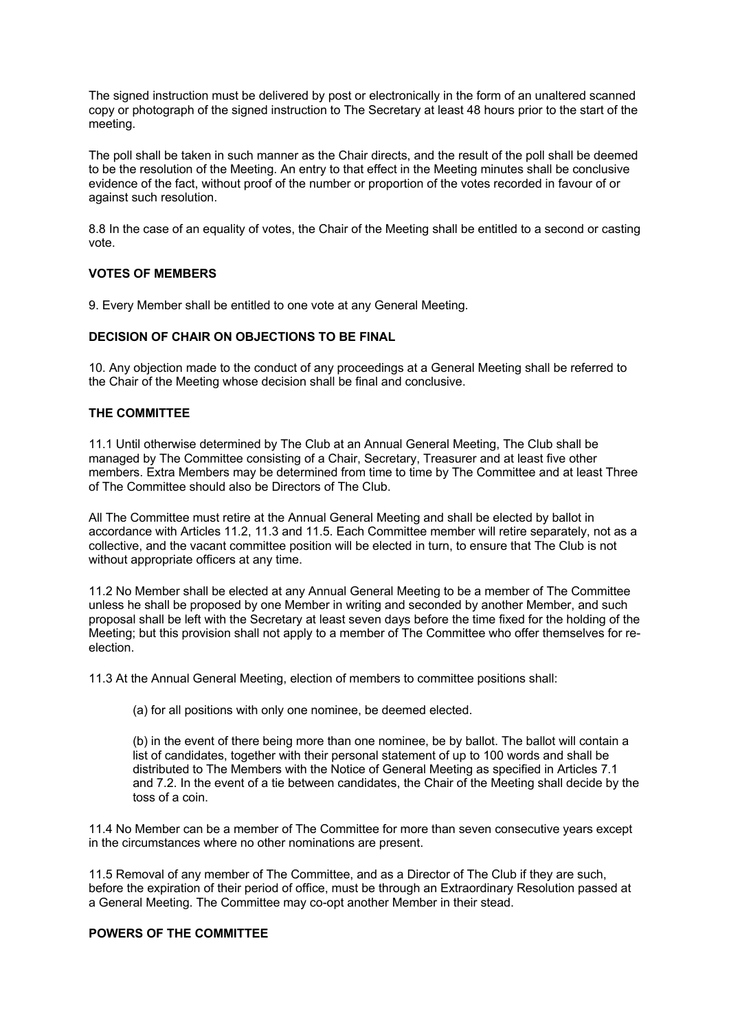The signed instruction must be delivered by post or electronically in the form of an unaltered scanned copy or photograph of the signed instruction to The Secretary at least 48 hours prior to the start of the meeting.

The poll shall be taken in such manner as the Chair directs, and the result of the poll shall be deemed to be the resolution of the Meeting. An entry to that effect in the Meeting minutes shall be conclusive evidence of the fact, without proof of the number or proportion of the votes recorded in favour of or against such resolution.

8.8 In the case of an equality of votes, the Chair of the Meeting shall be entitled to a second or casting vote.

**VOTES OF MEMBERS**

9. Every Member shall be entitled to one vote at any General Meeting.

**DECISION OF CHAIR ON OBJECTIONS TO BE FINAL**

10. Any objection made to the conduct of any proceedings at a General Meeting shall be referred to the Chair of the Meeting whose decision shall be final and conclusive.

**THE COMMITTEE**

11.1 Until otherwise determined by The Club at an Annual General Meeting, The Club shall be managed by The Committee consisting of a Chair, Secretary, Treasurer and at least five other members. Extra Members may be determined from time to time by The Committee and at least Three of The Committee should also be Directors of The Club.

All The Committee must retire at the Annual General Meeting and shall be elected by ballot in accordance with Articles 11.2, 11.3 and 11.5. Each Committee member will retire separately, not as a collective, and the vacant committee position will be elected in turn, to ensure that The Club is not without appropriate officers at any time.

11.2 No Member shall be elected at any Annual General Meeting to be a member of The Committee unless he shall be proposed by one Member in writing and seconded by another Member, and such proposal shall be left with the Secretary at least seven days before the time fixed for the holding of the Meeting; but this provision shall not apply to a member of The Committee who offer themselves for re-election.

11.3 At the Annual General Meeting, election of members to committee positions shall:

(a) for all positions with only one nominee, be deemed elected.

(b) in the event of there being more than one nominee, be by ballot. The ballot will contain a list of candidates, together with their personal statement of up to 100 words and shall be distributed to The Members with the Notice of General Meeting as specified in Articles 7.1 and 7.2. In the event of a tie between candidates, the Chair of the Meeting shall decide by the toss of a coin.

11.4 No Member can be a member of The Committee for more than seven consecutive years except in the circumstances where no other nominations are present.

11.5 Removal of any member of The Committee, and as a Director of The Club if they are such, before the expiration of their period of office, must be through an Extraordinary Resolution passed at a General Meeting. The Committee may co-opt another Member in their stead.

**POWERS OF THE COMMITTEE**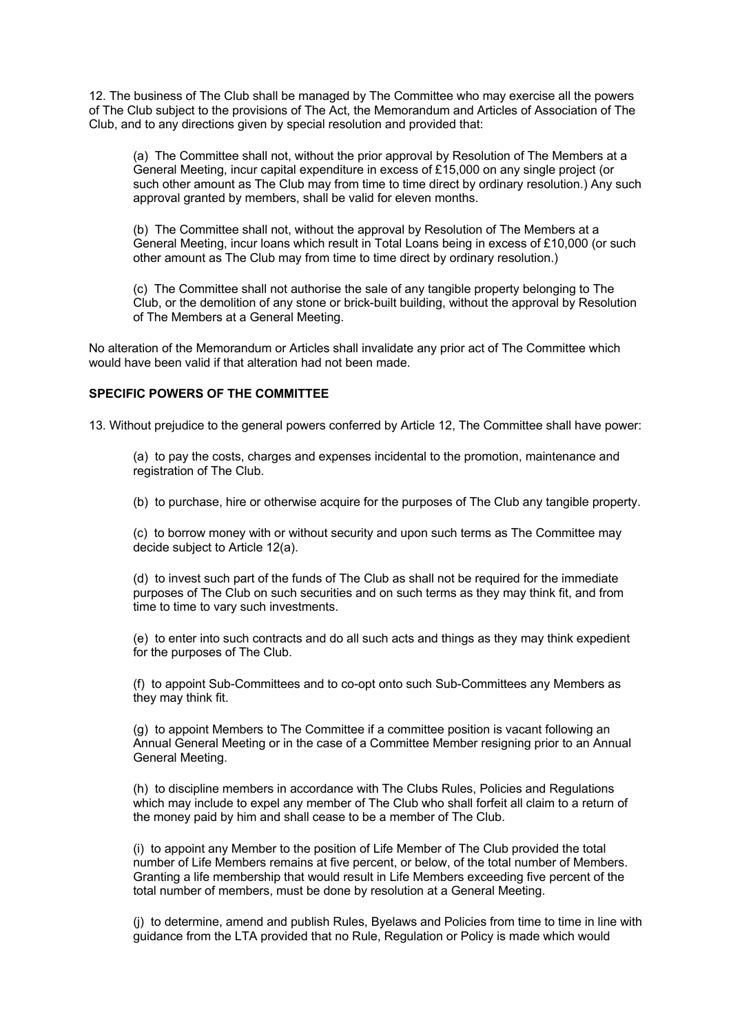12. The business of The Club shall be managed by The Committee who may exercise all the powers of The Club subject to the provisions of The Act, the Memorandum and Articles of Association of The Club, and to any directions given by special resolution and provided that:

(a) The Committee shall not, without the prior approval by Resolution of The Members at a General Meeting, incur capital expenditure in excess of £15,000 on any single project (or such other amount as The Club may from time to time direct by ordinary resolution.) Any such approval granted by members, shall be valid for eleven months.

(b) The Committee shall not, without the approval by Resolution of The Members at a General Meeting, incur loans which result in Total Loans being in excess of £10,000 (or such other amount as The Club may from time to time direct by ordinary resolution.)

(c) The Committee shall not authorise the sale of any tangible property belonging to The Club, or the demolition of any stone or brick-built building, without the approval by Resolution of The Members at a General Meeting.

No alteration of the Memorandum or Articles shall invalidate any prior act of The Committee which would have been valid if that alteration had not been made.

**SPECIFIC POWERS OF THE COMMITTEE**

13. Without prejudice to the general powers conferred by Article 12, The Committee shall have power:

(a) to pay the costs, charges and expenses incidental to the promotion, maintenance and registration of The Club.

(b) to purchase, hire or otherwise acquire for the purposes of The Club any tangible property.

(c) to borrow money with or without security and upon such terms as The Committee may decide subject to Article 12(a).

(d) to invest such part of the funds of The Club as shall not be required for the immediate purposes of The Club on such securities and on such terms as they may think fit, and from time to time to vary such investments.

(e) to enter into such contracts and do all such acts and things as they may think expedient for the purposes of The Club.

(f) to appoint Sub-Committees and to co-opt onto such Sub-Committees any Members as they may think fit.

(g) to appoint Members to The Committee if a committee position is vacant following an Annual General Meeting or in the case of a Committee Member resigning prior to an Annual General Meeting.

(h) to discipline members in accordance with The Clubs Rules, Policies and Regulations which may include to expel any member of The Club who shall forfeit all claim to a return of the money paid by him and shall cease to be a member of The Club.

(i) to appoint any Member to the position of Life Member of The Club provided the total number of Life Members remains at five percent, or below, of the total number of Members. Granting a life membership that would result in Life Members exceeding five percent of the total number of members, must be done by resolution at a General Meeting.

(j) to determine, amend and publish Rules, Byelaws and Policies from time to time in line with guidance from the LTA provided that no Rule, Regulation or Policy is made which would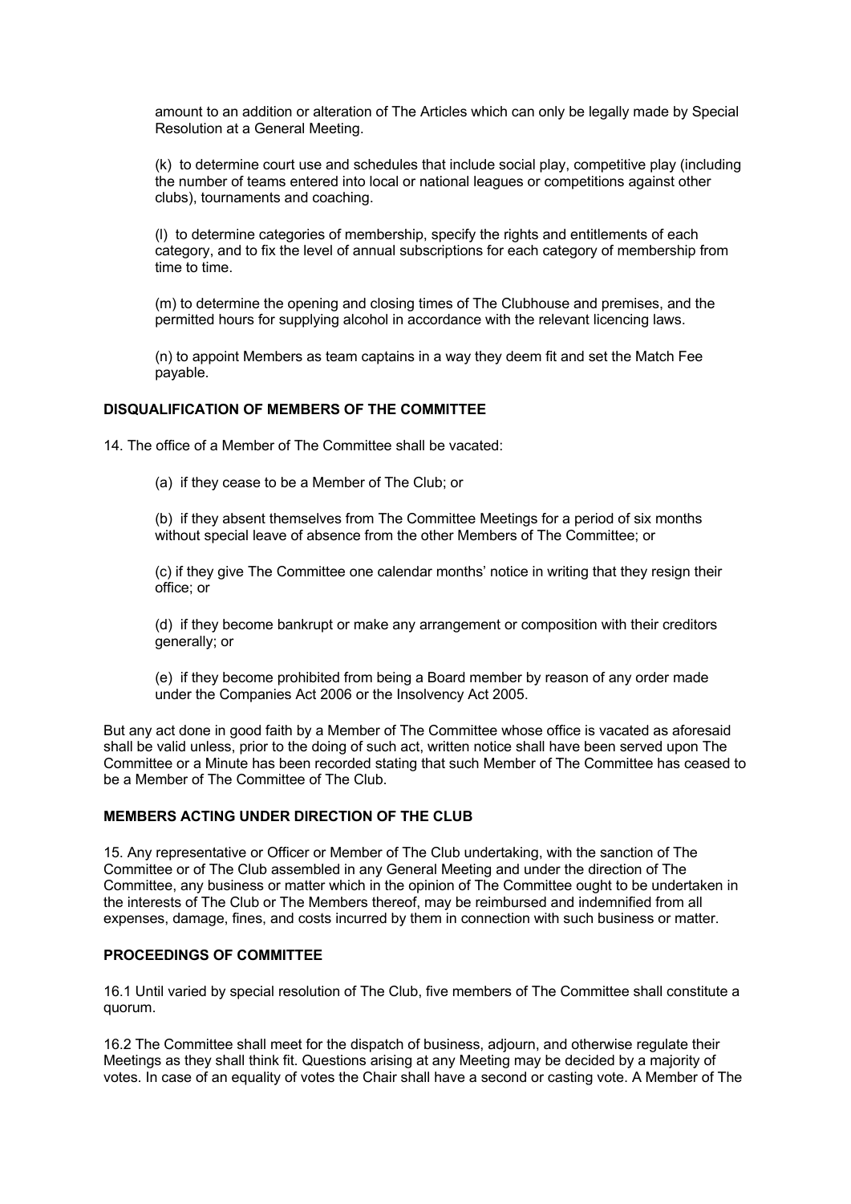amount to an addition or alteration of The Articles which can only be legally made by Special Resolution at a General Meeting.

(k) to determine court use and schedules that include social play, competitive play (including the number of teams entered into local or national leagues or competitions against other clubs), tournaments and coaching.

(l) to determine categories of membership, specify the rights and entitlements of each category, and to fix the level of annual subscriptions for each category of membership from time to time.

(m) to determine the opening and closing times of The Clubhouse and premises, and the permitted hours for supplying alcohol in accordance with the relevant licencing laws.

(n) to appoint Members as team captains in a way they deem fit and set the Match Fee payable.

**DISQUALIFICATION OF MEMBERS OF THE COMMITTEE**

14. The office of a Member of The Committee shall be vacated:

(a) if they cease to be a Member of The Club; or

(b) if they absent themselves from The Committee Meetings for a period of six months without special leave of absence from the other Members of The Committee; or

(c) if they give The Committee one calendar months' notice in writing that they resign their office; or

(d) if they become bankrupt or make any arrangement or composition with their creditors generally; or

(e) if they become prohibited from being a Board member by reason of any order made under the Companies Act 2006 or the Insolvency Act 2005.

But any act done in good faith by a Member of The Committee whose office is vacated as aforesaid shall be valid unless, prior to the doing of such act, written notice shall have been served upon The Committee or a Minute has been recorded stating that such Member of The Committee has ceased to be a Member of The Committee of The Club.

**MEMBERS ACTING UNDER DIRECTION OF THE CLUB**

15. Any representative or Officer or Member of The Club undertaking, with the sanction of The Committee or of The Club assembled in any General Meeting and under the direction of The Committee, any business or matter which in the opinion of The Committee ought to be undertaken in the interests of The Club or The Members thereof, may be reimbursed and indemnified from all expenses, damage, fines, and costs incurred by them in connection with such business or matter.

**PROCEEDINGS OF COMMITTEE**

16.1 Until varied by special resolution of The Club, five members of The Committee shall constitute a quorum.

16.2 The Committee shall meet for the dispatch of business, adjourn, and otherwise regulate their Meetings as they shall think fit. Questions arising at any Meeting may be decided by a majority of votes. In case of an equality of votes the Chair shall have a second or casting vote. A Member of The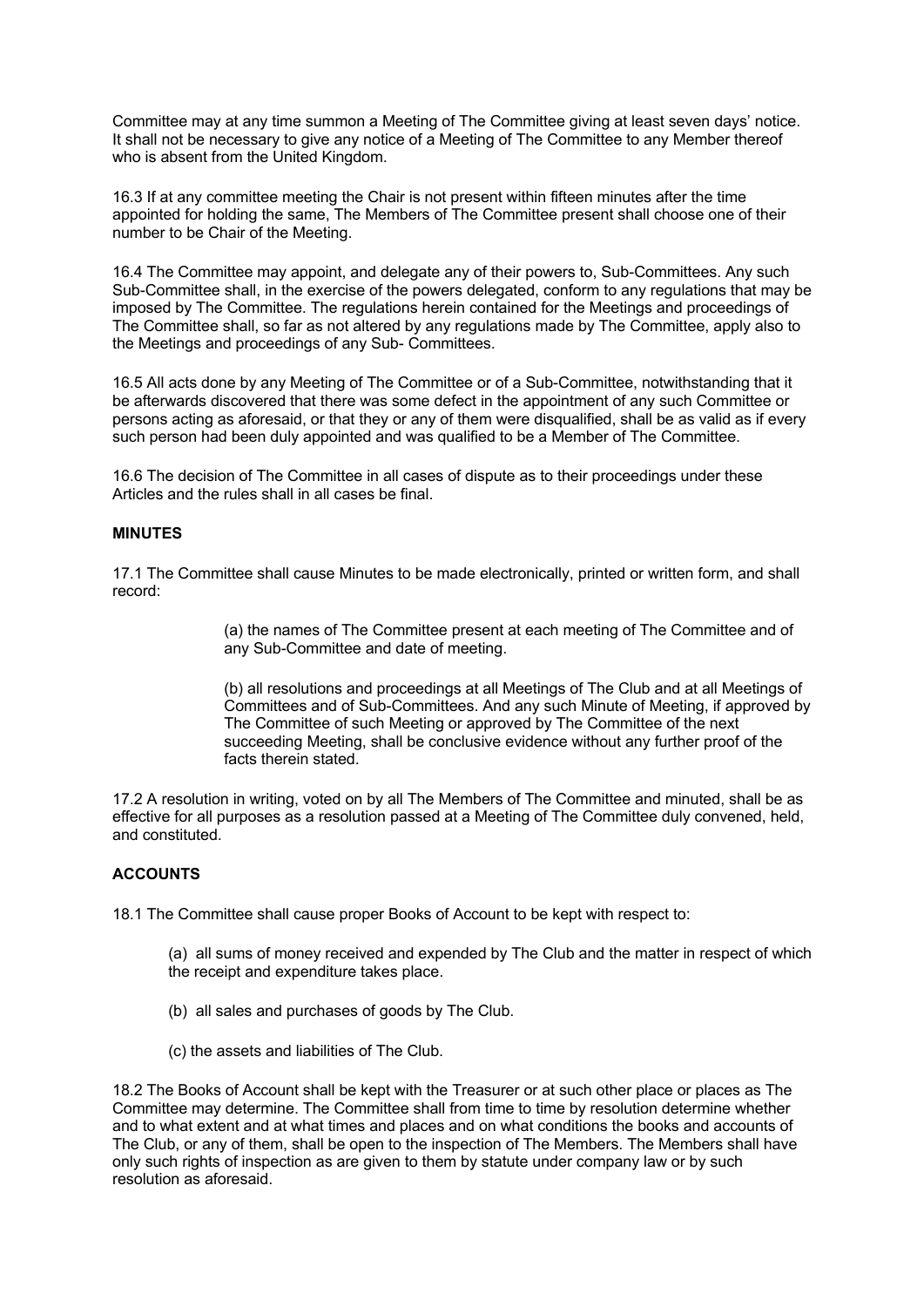Committee may at any time summon a Meeting of The Committee giving at least seven days' notice. It shall not be necessary to give any notice of a Meeting of The Committee to any Member thereof who is absent from the United Kingdom.

16.3 If at any committee meeting the Chair is not present within fifteen minutes after the time appointed for holding the same, The Members of The Committee present shall choose one of their number to be Chair of the Meeting.

16.4 The Committee may appoint, and delegate any of their powers to, Sub-Committees. Any such Sub-Committee shall, in the exercise of the powers delegated, conform to any regulations that may be imposed by The Committee. The regulations herein contained for the Meetings and proceedings of The Committee shall, so far as not altered by any regulations made by The Committee, apply also to the Meetings and proceedings of any Sub- Committees.

16.5 All acts done by any Meeting of The Committee or of a Sub-Committee, notwithstanding that it be afterwards discovered that there was some defect in the appointment of any such Committee or persons acting as aforesaid, or that they or any of them were disqualified, shall be as valid as if every such person had been duly appointed and was qualified to be a Member of The Committee.

16.6 The decision of The Committee in all cases of dispute as to their proceedings under these Articles and the rules shall in all cases be final.

**MINUTES**

17.1 The Committee shall cause Minutes to be made electronically, printed or written form, and shall record:

> (a) the names of The Committee present at each meeting of The Committee and of any Sub-Committee and date of meeting.
>
> (b) all resolutions and proceedings at all Meetings of The Club and at all Meetings of Committees and of Sub-Committees. And any such Minute of Meeting, if approved by The Committee of such Meeting or approved by The Committee of the next succeeding Meeting, shall be conclusive evidence without any further proof of the facts therein stated.

17.2 A resolution in writing, voted on by all The Members of The Committee and minuted, shall be as effective for all purposes as a resolution passed at a Meeting of The Committee duly convened, held, and constituted.

**ACCOUNTS**

18.1 The Committee shall cause proper Books of Account to be kept with respect to:

> (a) all sums of money received and expended by The Club and the matter in respect of which the receipt and expenditure takes place.
>
> (b) all sales and purchases of goods by The Club.
>
> (c) the assets and liabilities of The Club.

18.2 The Books of Account shall be kept with the Treasurer or at such other place or places as The Committee may determine. The Committee shall from time to time by resolution determine whether and to what extent and at what times and places and on what conditions the books and accounts of The Club, or any of them, shall be open to the inspection of The Members. The Members shall have only such rights of inspection as are given to them by statute under company law or by such resolution as aforesaid.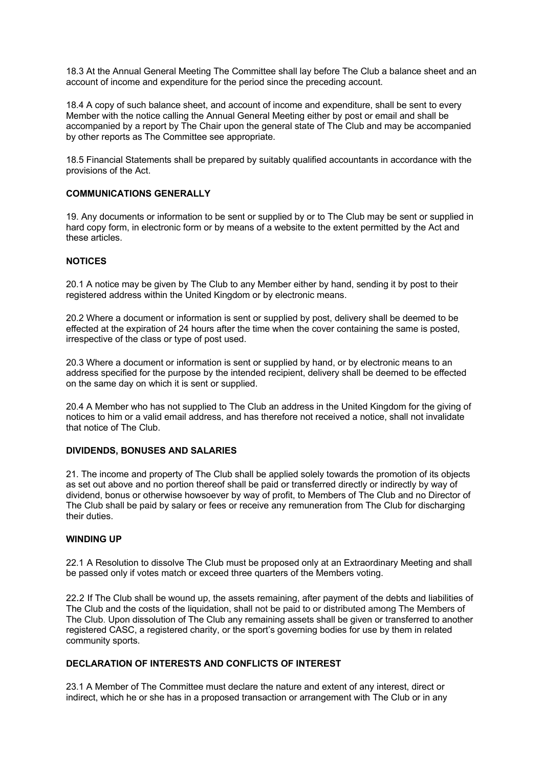18.3 At the Annual General Meeting The Committee shall lay before The Club a balance sheet and an account of income and expenditure for the period since the preceding account.

18.4 A copy of such balance sheet, and account of income and expenditure, shall be sent to every Member with the notice calling the Annual General Meeting either by post or email and shall be accompanied by a report by The Chair upon the general state of The Club and may be accompanied by other reports as The Committee see appropriate.

18.5 Financial Statements shall be prepared by suitably qualified accountants in accordance with the provisions of the Act.

**COMMUNICATIONS GENERALLY**

19. Any documents or information to be sent or supplied by or to The Club may be sent or supplied in hard copy form, in electronic form or by means of a website to the extent permitted by the Act and these articles.

**NOTICES**

20.1 A notice may be given by The Club to any Member either by hand, sending it by post to their registered address within the United Kingdom or by electronic means.

20.2 Where a document or information is sent or supplied by post, delivery shall be deemed to be effected at the expiration of 24 hours after the time when the cover containing the same is posted, irrespective of the class or type of post used.

20.3 Where a document or information is sent or supplied by hand, or by electronic means to an address specified for the purpose by the intended recipient, delivery shall be deemed to be effected on the same day on which it is sent or supplied.

20.4 A Member who has not supplied to The Club an address in the United Kingdom for the giving of notices to him or a valid email address, and has therefore not received a notice, shall not invalidate that notice of The Club.

**DIVIDENDS, BONUSES AND SALARIES**

21. The income and property of The Club shall be applied solely towards the promotion of its objects as set out above and no portion thereof shall be paid or transferred directly or indirectly by way of dividend, bonus or otherwise howsoever by way of profit, to Members of The Club and no Director of The Club shall be paid by salary or fees or receive any remuneration from The Club for discharging their duties.

**WINDING UP**

22.1 A Resolution to dissolve The Club must be proposed only at an Extraordinary Meeting and shall be passed only if votes match or exceed three quarters of the Members voting.

22.2 If The Club shall be wound up, the assets remaining, after payment of the debts and liabilities of The Club and the costs of the liquidation, shall not be paid to or distributed among The Members of The Club. Upon dissolution of The Club any remaining assets shall be given or transferred to another registered CASC, a registered charity, or the sport's governing bodies for use by them in related community sports.

**DECLARATION OF INTERESTS AND CONFLICTS OF INTEREST**

23.1 A Member of The Committee must declare the nature and extent of any interest, direct or indirect, which he or she has in a proposed transaction or arrangement with The Club or in any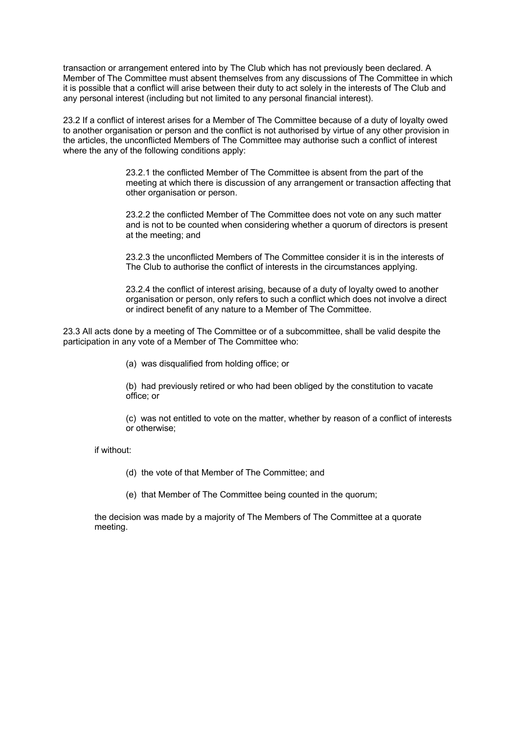transaction or arrangement entered into by The Club which has not previously been declared. A Member of The Committee must absent themselves from any discussions of The Committee in which it is possible that a conflict will arise between their duty to act solely in the interests of The Club and any personal interest (including but not limited to any personal financial interest).

23.2 If a conflict of interest arises for a Member of The Committee because of a duty of loyalty owed to another organisation or person and the conflict is not authorised by virtue of any other provision in the articles, the unconflicted Members of The Committee may authorise such a conflict of interest where the any of the following conditions apply:

> 23.2.1 the conflicted Member of The Committee is absent from the part of the meeting at which there is discussion of any arrangement or transaction affecting that other organisation or person.
>
> 23.2.2 the conflicted Member of The Committee does not vote on any such matter and is not to be counted when considering whether a quorum of directors is present at the meeting; and
>
> 23.2.3 the unconflicted Members of The Committee consider it is in the interests of The Club to authorise the conflict of interests in the circumstances applying.
>
> 23.2.4 the conflict of interest arising, because of a duty of loyalty owed to another organisation or person, only refers to such a conflict which does not involve a direct or indirect benefit of any nature to a Member of The Committee.

23.3 All acts done by a meeting of The Committee or of a subcommittee, shall be valid despite the participation in any vote of a Member of The Committee who:

> (a) was disqualified from holding office; or
>
> (b) had previously retired or who had been obliged by the constitution to vacate office; or
>
> (c) was not entitled to vote on the matter, whether by reason of a conflict of interests or otherwise;

if without:

> (d) the vote of that Member of The Committee; and
>
> (e) that Member of The Committee being counted in the quorum;

the decision was made by a majority of The Members of The Committee at a quorate meeting.